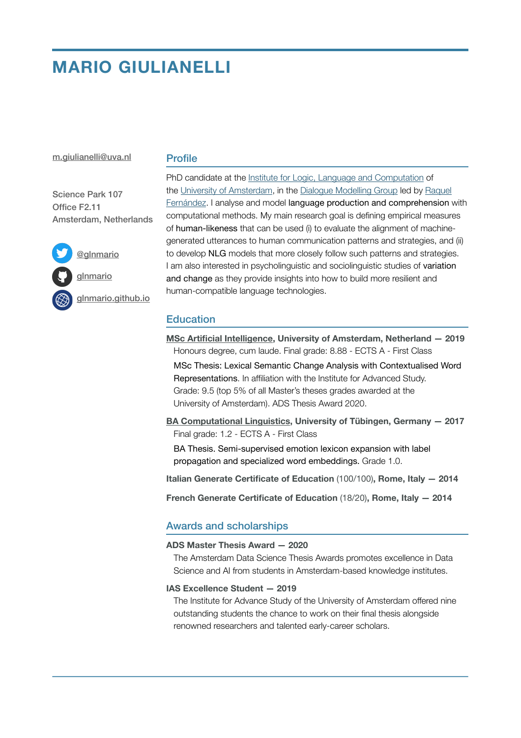# MARIO GIULIANELLI

m.giulianelli@uva.nl

Science Park 107
Office F2.11
Amsterdam, Netherlands

@glnmario

glnmario

glnmario.github.io

## Profile

PhD candidate at the Institute for Logic, Language and Computation of the University of Amsterdam, in the Dialogue Modelling Group led by Raquel Fernández. I analyse and model language production and comprehension with computational methods. My main research goal is defining empirical measures of human-likeness that can be used (i) to evaluate the alignment of machine-generated utterances to human communication patterns and strategies, and (ii) to develop NLG models that more closely follow such patterns and strategies. I am also interested in psycholinguistic and sociolinguistic studies of variation and change as they provide insights into how to build more resilient and human-compatible language technologies.

## Education

**MSc Artificial Intelligence, University of Amsterdam, Netherland — 2019**

Honours degree, cum laude. Final grade: 8.88 - ECTS A - First Class

MSc Thesis: Lexical Semantic Change Analysis with Contextualised Word Representations. In affiliation with the Institute for Advanced Study. Grade: 9.5 (top 5% of all Master's theses grades awarded at the University of Amsterdam). ADS Thesis Award 2020.

**BA Computational Linguistics, University of Tübingen, Germany — 2017**

Final grade: 1.2 - ECTS A - First Class

BA Thesis. Semi-supervised emotion lexicon expansion with label propagation and specialized word embeddings. Grade 1.0.

**Italian Generate Certificate of Education** (100/100)**, Rome, Italy — 2014**

**French Generate Certificate of Education** (18/20)**, Rome, Italy — 2014**

## Awards and scholarships

**ADS Master Thesis Award — 2020**

The Amsterdam Data Science Thesis Awards promotes excellence in Data Science and AI from students in Amsterdam-based knowledge institutes.

**IAS Excellence Student — 2019**

The Institute for Advance Study of the University of Amsterdam offered nine outstanding students the chance to work on their final thesis alongside renowned researchers and talented early-career scholars.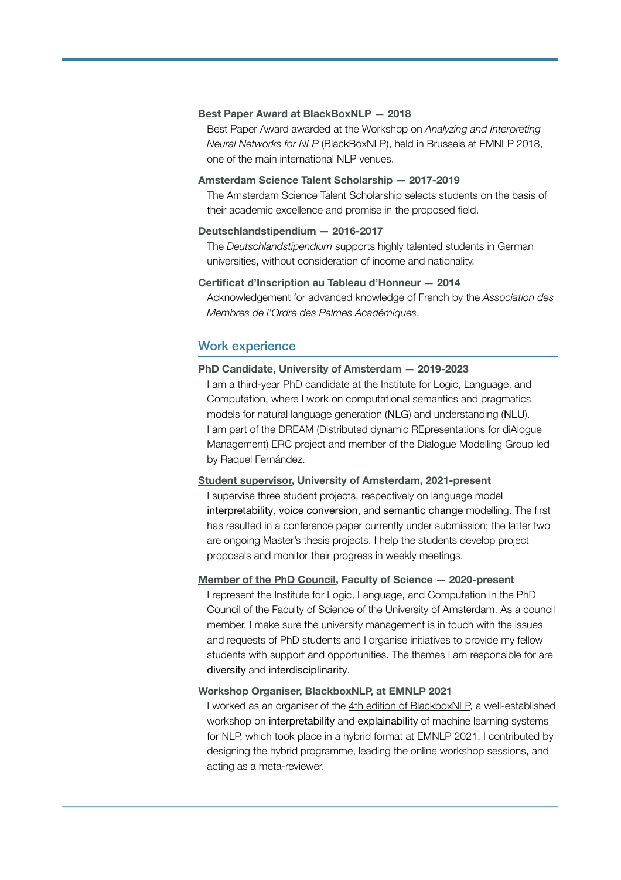**Best Paper Award at BlackBoxNLP — 2018**

Best Paper Award awarded at the Workshop on *Analyzing and Interpreting Neural Networks for NLP* (BlackBoxNLP), held in Brussels at EMNLP 2018, one of the main international NLP venues.

**Amsterdam Science Talent Scholarship — 2017-2019**

The Amsterdam Science Talent Scholarship selects students on the basis of their academic excellence and promise in the proposed field.

**Deutschlandstipendium — 2016-2017**

The *Deutschlandstipendium* supports highly talented students in German universities, without consideration of income and nationality.

**Certificat d'Inscription au Tableau d'Honneur — 2014**

Acknowledgement for advanced knowledge of French by the *Association des Membres de l'Ordre des Palmes Académiques*.

## Work experience

**PhD Candidate, University of Amsterdam — 2019-2023**

I am a third-year PhD candidate at the Institute for Logic, Language, and Computation, where I work on computational semantics and pragmatics models for natural language generation (NLG) and understanding (NLU). I am part of the DREAM (Distributed dynamic REpresentations for diAlogue Management) ERC project and member of the Dialogue Modelling Group led by Raquel Fernández.

**Student supervisor, University of Amsterdam, 2021-present**

I supervise three student projects, respectively on language model interpretability, voice conversion, and semantic change modelling. The first has resulted in a conference paper currently under submission; the latter two are ongoing Master's thesis projects. I help the students develop project proposals and monitor their progress in weekly meetings.

**Member of the PhD Council, Faculty of Science — 2020-present**

I represent the Institute for Logic, Language, and Computation in the PhD Council of the Faculty of Science of the University of Amsterdam. As a council member, I make sure the university management is in touch with the issues and requests of PhD students and I organise initiatives to provide my fellow students with support and opportunities. The themes I am responsible for are diversity and interdisciplinarity.

**Workshop Organiser, BlackboxNLP, at EMNLP 2021**

I worked as an organiser of the 4th edition of BlackboxNLP, a well-established workshop on interpretability and explainability of machine learning systems for NLP, which took place in a hybrid format at EMNLP 2021. I contributed by designing the hybrid programme, leading the online workshop sessions, and acting as a meta-reviewer.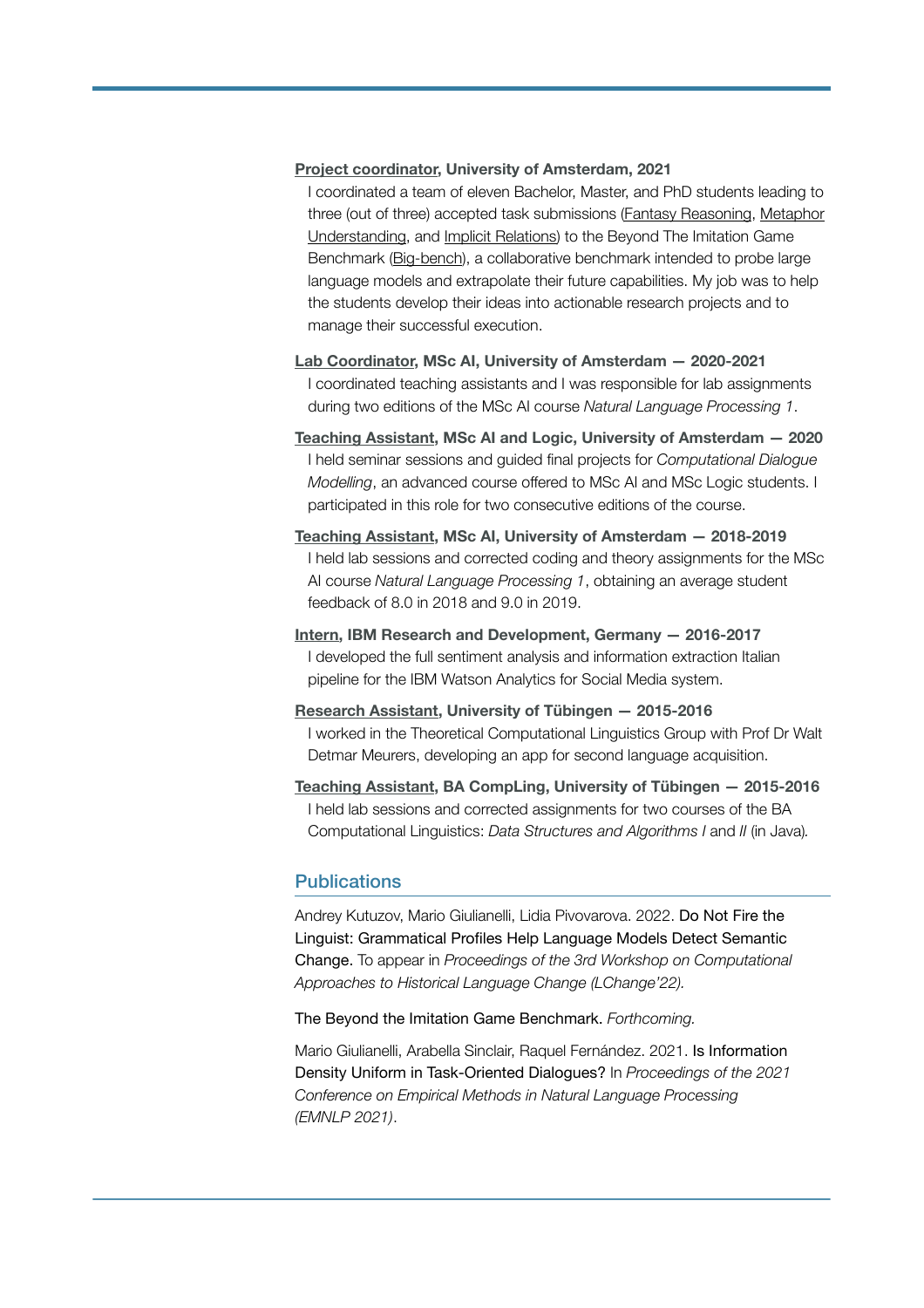**Project coordinator, University of Amsterdam, 2021**

I coordinated a team of eleven Bachelor, Master, and PhD students leading to three (out of three) accepted task submissions (Fantasy Reasoning, Metaphor Understanding, and Implicit Relations) to the Beyond The Imitation Game Benchmark (Big-bench), a collaborative benchmark intended to probe large language models and extrapolate their future capabilities. My job was to help the students develop their ideas into actionable research projects and to manage their successful execution.

**Lab Coordinator, MSc AI, University of Amsterdam — 2020-2021**

I coordinated teaching assistants and I was responsible for lab assignments during two editions of the MSc AI course *Natural Language Processing 1*.

**Teaching Assistant, MSc AI and Logic, University of Amsterdam — 2020**

I held seminar sessions and guided final projects for *Computational Dialogue Modelling*, an advanced course offered to MSc AI and MSc Logic students. I participated in this role for two consecutive editions of the course.

**Teaching Assistant, MSc AI, University of Amsterdam — 2018-2019**

I held lab sessions and corrected coding and theory assignments for the MSc AI course *Natural Language Processing 1*, obtaining an average student feedback of 8.0 in 2018 and 9.0 in 2019.

**Intern, IBM Research and Development, Germany — 2016-2017**

I developed the full sentiment analysis and information extraction Italian pipeline for the IBM Watson Analytics for Social Media system.

**Research Assistant, University of Tübingen — 2015-2016**

I worked in the Theoretical Computational Linguistics Group with Prof Dr Walt Detmar Meurers, developing an app for second language acquisition.

**Teaching Assistant, BA CompLing, University of Tübingen — 2015-2016**

I held lab sessions and corrected assignments for two courses of the BA Computational Linguistics: *Data Structures and Algorithms I* and *II* (in Java).

## Publications

Andrey Kutuzov, Mario Giulianelli, Lidia Pivovarova. 2022. Do Not Fire the Linguist: Grammatical Profiles Help Language Models Detect Semantic Change. To appear in *Proceedings of the 3rd Workshop on Computational Approaches to Historical Language Change (LChange'22).*

The Beyond the Imitation Game Benchmark. *Forthcoming.*

Mario Giulianelli, Arabella Sinclair, Raquel Fernández. 2021. Is Information Density Uniform in Task-Oriented Dialogues? In *Proceedings of the 2021 Conference on Empirical Methods in Natural Language Processing (EMNLP 2021)*.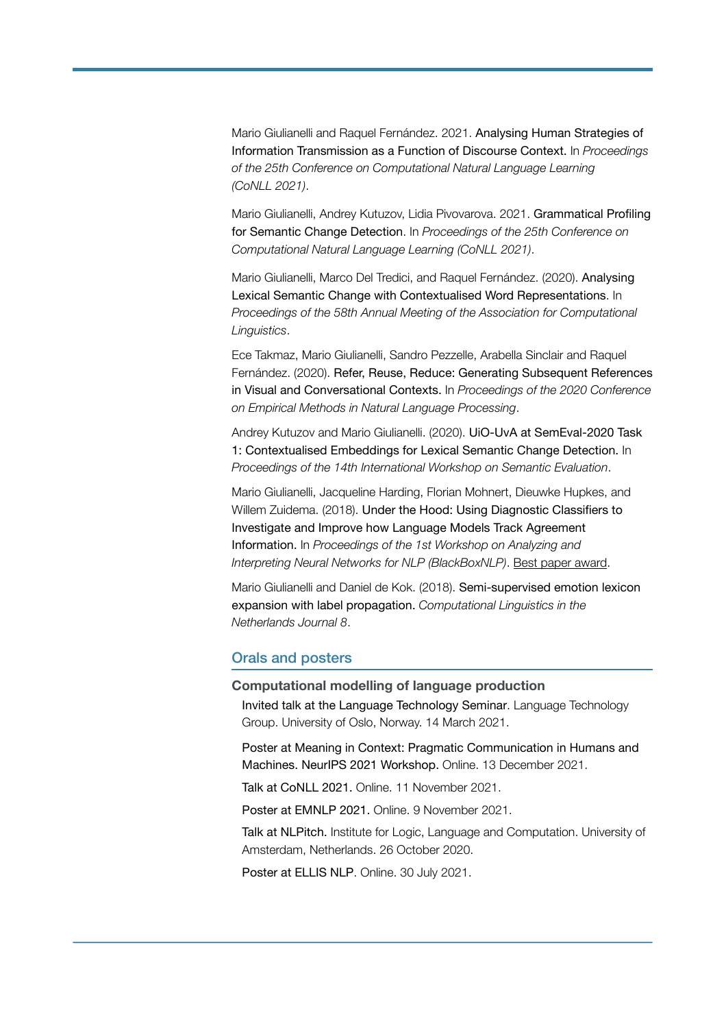Mario Giulianelli and Raquel Fernández. 2021. Analysing Human Strategies of Information Transmission as a Function of Discourse Context. In *Proceedings of the 25th Conference on Computational Natural Language Learning (CoNLL 2021)*.

Mario Giulianelli, Andrey Kutuzov, Lidia Pivovarova. 2021. Grammatical Profiling for Semantic Change Detection. In *Proceedings of the 25th Conference on Computational Natural Language Learning (CoNLL 2021)*.

Mario Giulianelli, Marco Del Tredici, and Raquel Fernández. (2020). Analysing Lexical Semantic Change with Contextualised Word Representations. In *Proceedings of the 58th Annual Meeting of the Association for Computational Linguistics*.

Ece Takmaz, Mario Giulianelli, Sandro Pezzelle, Arabella Sinclair and Raquel Fernández. (2020). Refer, Reuse, Reduce: Generating Subsequent References in Visual and Conversational Contexts. In *Proceedings of the 2020 Conference on Empirical Methods in Natural Language Processing*.

Andrey Kutuzov and Mario Giulianelli. (2020). UiO-UvA at SemEval-2020 Task 1: Contextualised Embeddings for Lexical Semantic Change Detection. In *Proceedings of the 14th International Workshop on Semantic Evaluation*.

Mario Giulianelli, Jacqueline Harding, Florian Mohnert, Dieuwke Hupkes, and Willem Zuidema. (2018). Under the Hood: Using Diagnostic Classifiers to Investigate and Improve how Language Models Track Agreement Information. In *Proceedings of the 1st Workshop on Analyzing and Interpreting Neural Networks for NLP (BlackBoxNLP)*. Best paper award.

Mario Giulianelli and Daniel de Kok. (2018). Semi-supervised emotion lexicon expansion with label propagation. *Computational Linguistics in the Netherlands Journal 8*.

## Orals and posters

### Computational modelling of language production

Invited talk at the Language Technology Seminar. Language Technology Group. University of Oslo, Norway. 14 March 2021.

Poster at Meaning in Context: Pragmatic Communication in Humans and Machines. NeurIPS 2021 Workshop. Online. 13 December 2021.

Talk at CoNLL 2021. Online. 11 November 2021.

Poster at EMNLP 2021. Online. 9 November 2021.

Talk at NLPitch. Institute for Logic, Language and Computation. University of Amsterdam, Netherlands. 26 October 2020.

Poster at ELLIS NLP. Online. 30 July 2021.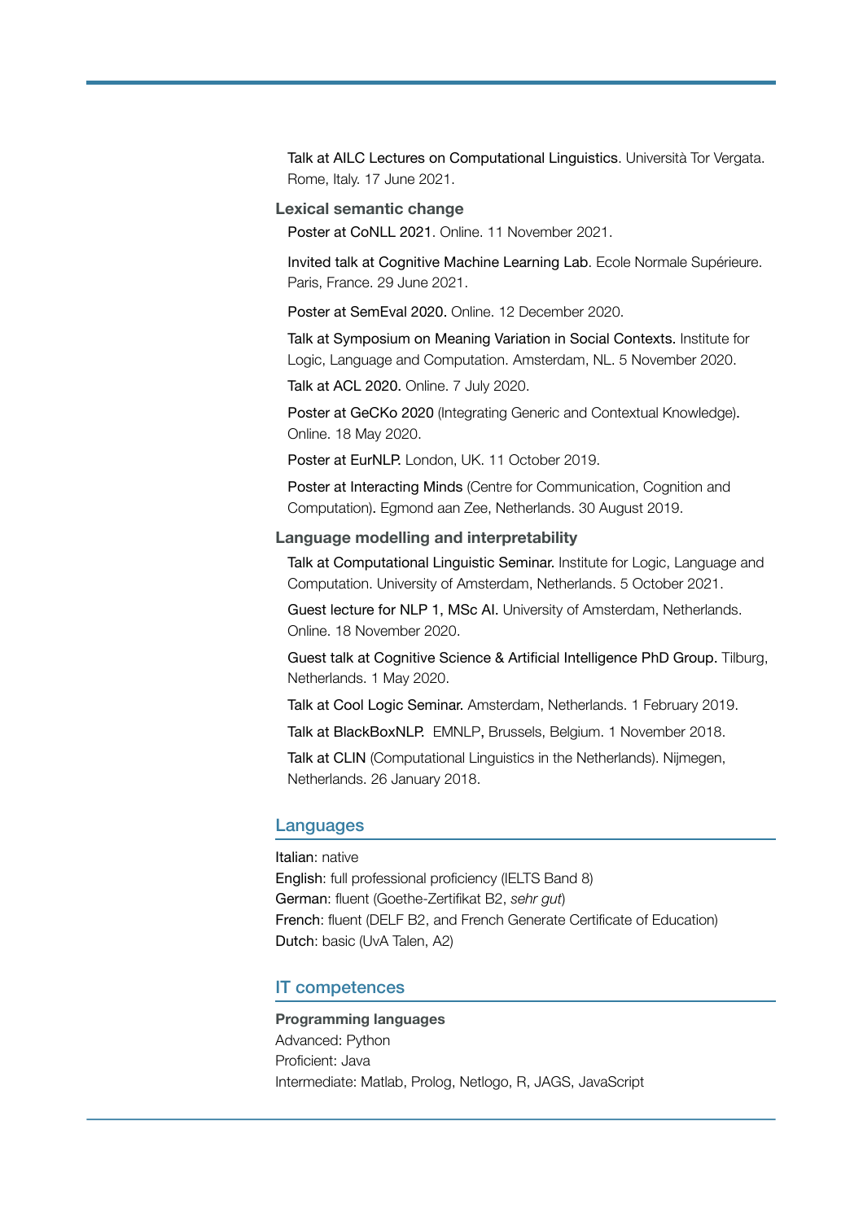Talk at AILC Lectures on Computational Linguistics. Università Tor Vergata. Rome, Italy. 17 June 2021.

### Lexical semantic change

Poster at CoNLL 2021. Online. 11 November 2021.

Invited talk at Cognitive Machine Learning Lab. Ecole Normale Supérieure. Paris, France. 29 June 2021.

Poster at SemEval 2020. Online. 12 December 2020.

Talk at Symposium on Meaning Variation in Social Contexts. Institute for Logic, Language and Computation. Amsterdam, NL. 5 November 2020.

Talk at ACL 2020. Online. 7 July 2020.

Poster at GeCKo 2020 (Integrating Generic and Contextual Knowledge). Online. 18 May 2020.

Poster at EurNLP. London, UK. 11 October 2019.

Poster at Interacting Minds (Centre for Communication, Cognition and Computation). Egmond aan Zee, Netherlands. 30 August 2019.

### Language modelling and interpretability

Talk at Computational Linguistic Seminar. Institute for Logic, Language and Computation. University of Amsterdam, Netherlands. 5 October 2021.

Guest lecture for NLP 1, MSc AI. University of Amsterdam, Netherlands. Online. 18 November 2020.

Guest talk at Cognitive Science & Artificial Intelligence PhD Group. Tilburg, Netherlands. 1 May 2020.

Talk at Cool Logic Seminar. Amsterdam, Netherlands. 1 February 2019.

Talk at BlackBoxNLP. EMNLP, Brussels, Belgium. 1 November 2018.

Talk at CLIN (Computational Linguistics in the Netherlands). Nijmegen, Netherlands. 26 January 2018.

## Languages

Italian: native
English: full professional proficiency (IELTS Band 8)
German: fluent (Goethe-Zertifikat B2, *sehr gut*)
French: fluent (DELF B2, and French Generate Certificate of Education)
Dutch: basic (UvA Talen, A2)

## IT competences

**Programming languages**
Advanced: Python
Proficient: Java
Intermediate: Matlab, Prolog, Netlogo, R, JAGS, JavaScript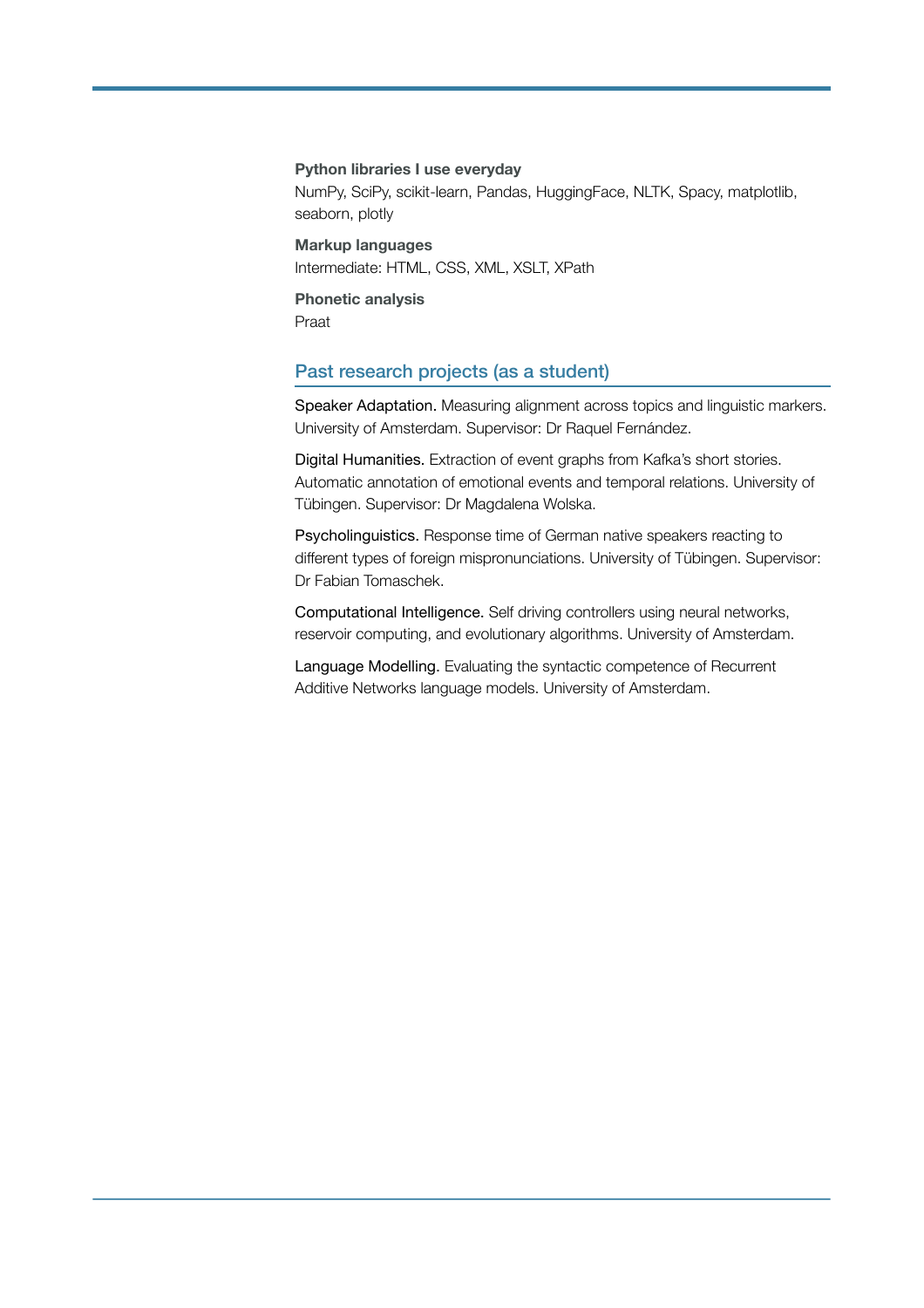**Python libraries I use everyday**
NumPy, SciPy, scikit-learn, Pandas, HuggingFace, NLTK, Spacy, matplotlib, seaborn, plotly

**Markup languages**
Intermediate: HTML, CSS, XML, XSLT, XPath

**Phonetic analysis**
Praat

## Past research projects (as a student)

Speaker Adaptation. Measuring alignment across topics and linguistic markers. University of Amsterdam. Supervisor: Dr Raquel Fernández.

Digital Humanities. Extraction of event graphs from Kafka's short stories. Automatic annotation of emotional events and temporal relations. University of Tübingen. Supervisor: Dr Magdalena Wolska.

Psycholinguistics. Response time of German native speakers reacting to different types of foreign mispronunciations. University of Tübingen. Supervisor: Dr Fabian Tomaschek.

Computational Intelligence. Self driving controllers using neural networks, reservoir computing, and evolutionary algorithms. University of Amsterdam.

Language Modelling. Evaluating the syntactic competence of Recurrent Additive Networks language models. University of Amsterdam.